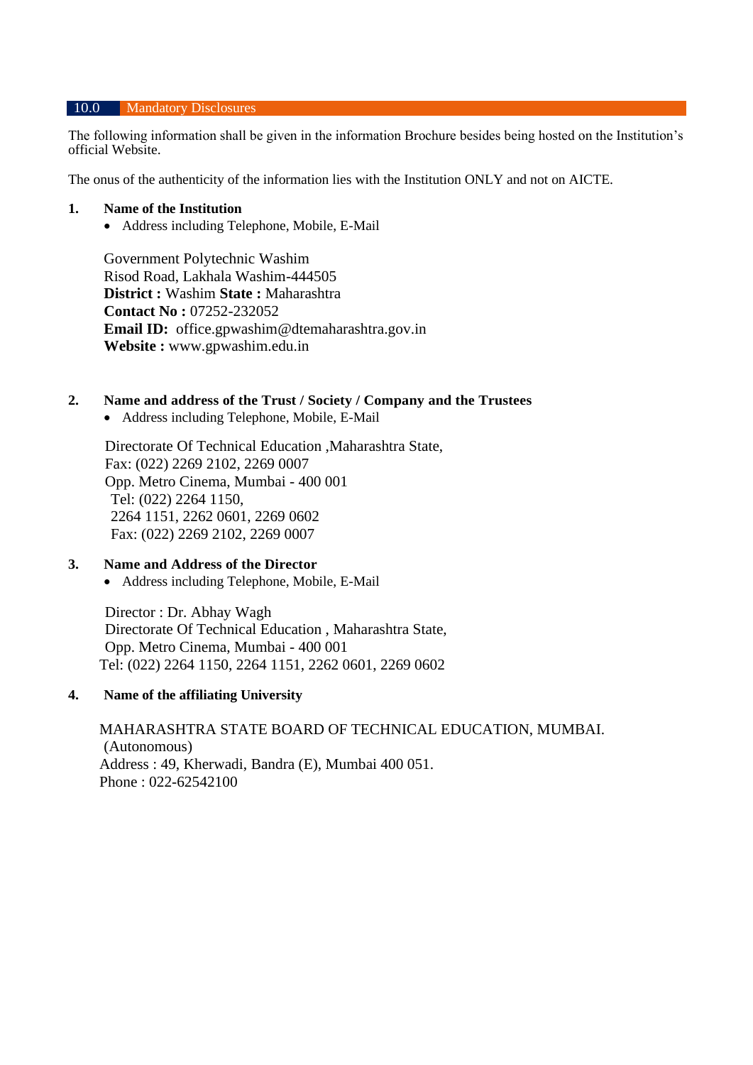## 10.0 Mandatory Disclosures

The following information shall be given in the information Brochure besides being hosted on the Institution's official Website.

The onus of the authenticity of the information lies with the Institution ONLY and not on AICTE.

**1. Name of the Institution**

- Address including Telephone, Mobile, E-Mail

Government Polytechnic Washim
Risod Road, Lakhala Washim-444505
**District :** Washim **State :** Maharashtra
**Contact No :** 07252-232052
**Email ID:** office.gpwashim@dtemaharashtra.gov.in
**Website :** www.gpwashim.edu.in

**2. Name and address of the Trust / Society / Company and the Trustees**

- Address including Telephone, Mobile, E-Mail

Directorate Of Technical Education ,Maharashtra State,
Fax: (022) 2269 2102, 2269 0007
Opp. Metro Cinema, Mumbai - 400 001
Tel: (022) 2264 1150,
2264 1151, 2262 0601, 2269 0602
Fax: (022) 2269 2102, 2269 0007

**3. Name and Address of the Director**

- Address including Telephone, Mobile, E-Mail

Director : Dr. Abhay Wagh
Directorate Of Technical Education , Maharashtra State,
Opp. Metro Cinema, Mumbai - 400 001
Tel: (022) 2264 1150, 2264 1151, 2262 0601, 2269 0602

**4. Name of the affiliating University**

MAHARASHTRA STATE BOARD OF TECHNICAL EDUCATION, MUMBAI.
(Autonomous)
Address : 49, Kherwadi, Bandra (E), Mumbai 400 051.
Phone : 022-62542100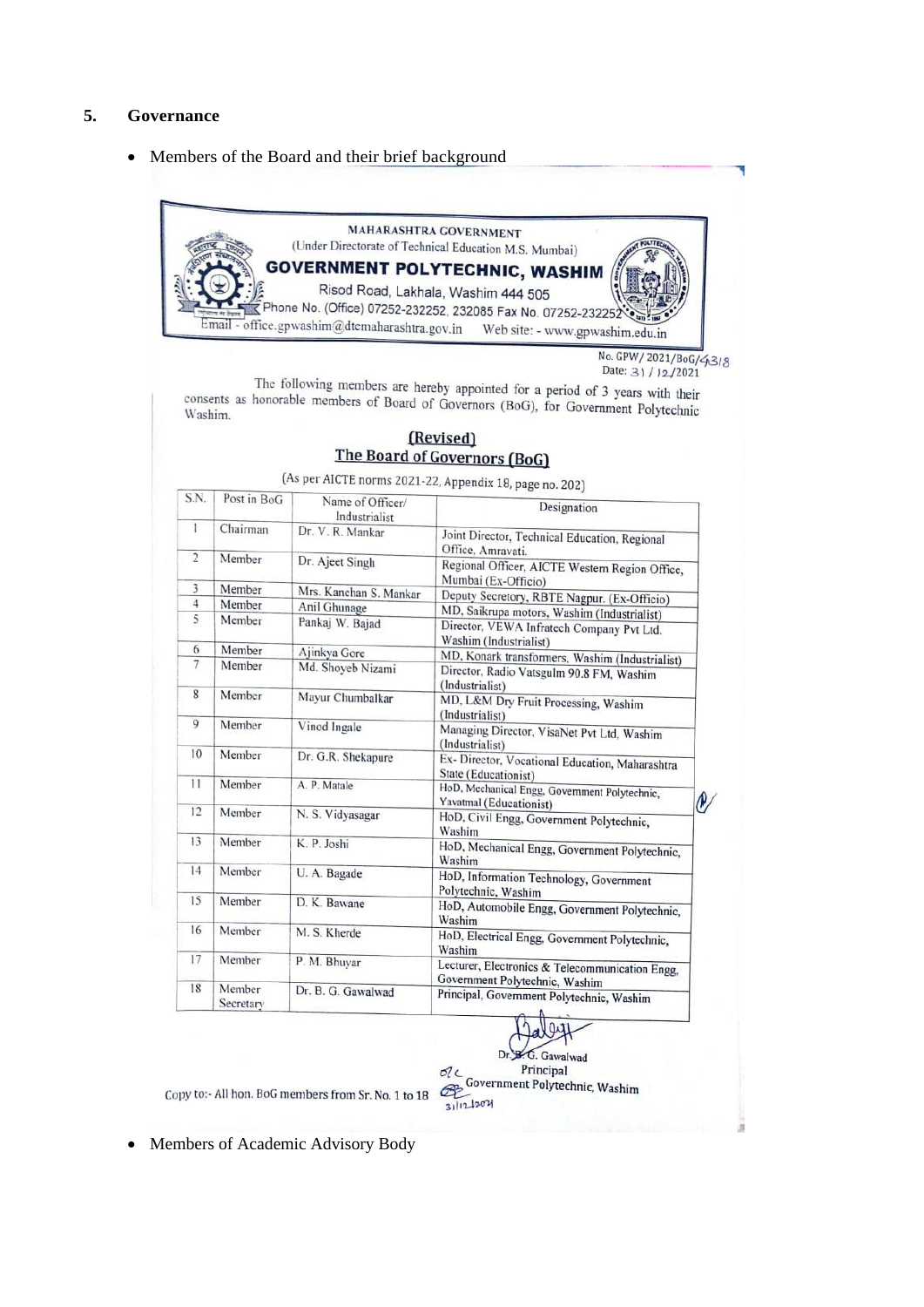## 5. Governance

- Members of the Board and their brief background

MAHARASHTRA GOVERNMENT
(Under Directorate of Technical Education M.S. Mumbai)
**GOVERNMENT POLYTECHNIC, WASHIM**
Risod Road, Lakhala, Washim 444 505
Phone No. (Office) 07252-232252, 232085 Fax No. 07252-232252
Email - office.gpwashim@dtemaharashtra.gov.in Web site: - www.gpwashim.edu.in

No. GPW/ 2021/BoG/4318
Date: 31 / 12 /2021

The following members are hereby appointed for a period of 3 years with their consents as honorable members of Board of Governors (BoG), for Government Polytechnic Washim.

**(Revised)**
**The Board of Governors (BoG)**

(As per AICTE norms 2021-22, Appendix 18, page no. 202)

| S.N. | Post in BoG | Name of Officer/ Industrialist | Designation |
|---|---|---|---|
| 1 | Chairman | Dr. V. R. Mankar | Joint Director, Technical Education, Regional Office, Amravati. |
| 2 | Member | Dr. Ajeet Singh | Regional Officer, AICTE Western Region Office, Mumbai (Ex-Officio) |
| 3 | Member | Mrs. Kanchan S. Mankar | Deputy Secretary, RBTE Nagpur. (Ex-Officio) |
| 4 | Member | Anil Ghunage | MD, Saikrupa motors, Washim (Industrialist) |
| 5 | Member | Pankaj W. Bajad | Director, VEWA Infratech Company Pvt Ltd. Washim (Industrialist) |
| 6 | Member | Ajinkya Gore | MD, Konark transformers, Washim (Industrialist) |
| 7 | Member | Md. Shoyeb Nizami | Director, Radio Vatsgulm 90.8 FM, Washim (Industrialist) |
| 8 | Member | Mayur Chumbalkar | MD, L&M Dry Fruit Processing, Washim (Industrialist) |
| 9 | Member | Vinod Ingale | Managing Director, VisaNet Pvt Ltd, Washim (Industrialist) |
| 10 | Member | Dr. G.R. Shekapure | Ex- Director, Vocational Education, Maharashtra State (Educationist) |
| 11 | Member | A. P. Matale | HoD, Mechanical Engg, Government Polytechnic, Yavatmal (Educationist) |
| 12 | Member | N. S. Vidyasagar | HoD, Civil Engg, Government Polytechnic, Washim |
| 13 | Member | K. P. Joshi | HoD, Mechanical Engg, Government Polytechnic, Washim |
| 14 | Member | U. A. Bagade | HoD, Information Technology, Government Polytechnic, Washim |
| 15 | Member | D. K. Bawane | HoD, Automobile Engg, Government Polytechnic, Washim |
| 16 | Member | M. S. Kherde | HoD, Electrical Engg, Government Polytechnic, Washim |
| 17 | Member | P. M. Bhuyar | Lecturer, Electronics & Telecommunication Engg, Government Polytechnic, Washim |
| 18 | Member Secretary | Dr. B. G. Gawalwad | Principal, Government Polytechnic, Washim |

Dr. B. G. Gawalwad
Principal
Government Polytechnic, Washim
31/12/2021

Copy to:- All hon. BoG members from Sr. No. 1 to 18

- Members of Academic Advisory Body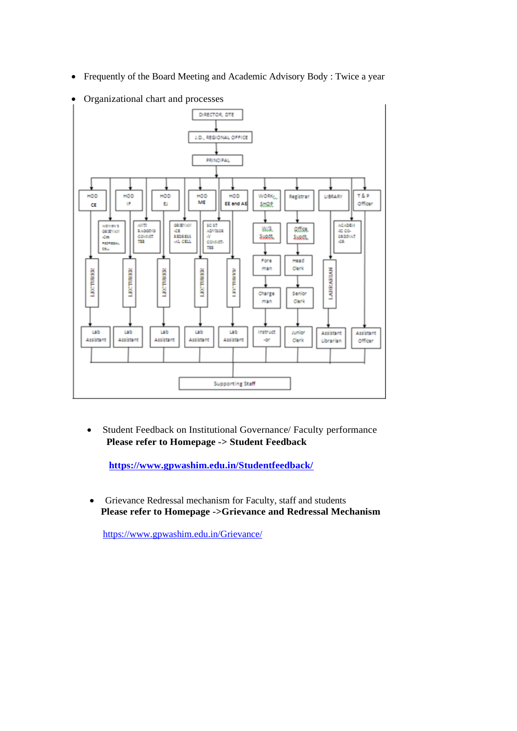- Frequently of the Board Meeting and Academic Advisory Body : Twice a year
- Organizational chart and processes

- Student Feedback on Institutional Governance/ Faculty performance
  **Please refer to Homepage -> Student Feedback**

  **[https://www.gpwashim.edu.in/Studentfeedback/](https://www.gpwashim.edu.in/Studentfeedback/)**

- Grievance Redressal mechanism for Faculty, staff and students
  **Please refer to Homepage ->Grievance and Redressal Mechanism**

  [https://www.gpwashim.edu.in/Grievance/](https://www.gpwashim.edu.in/Grievance/)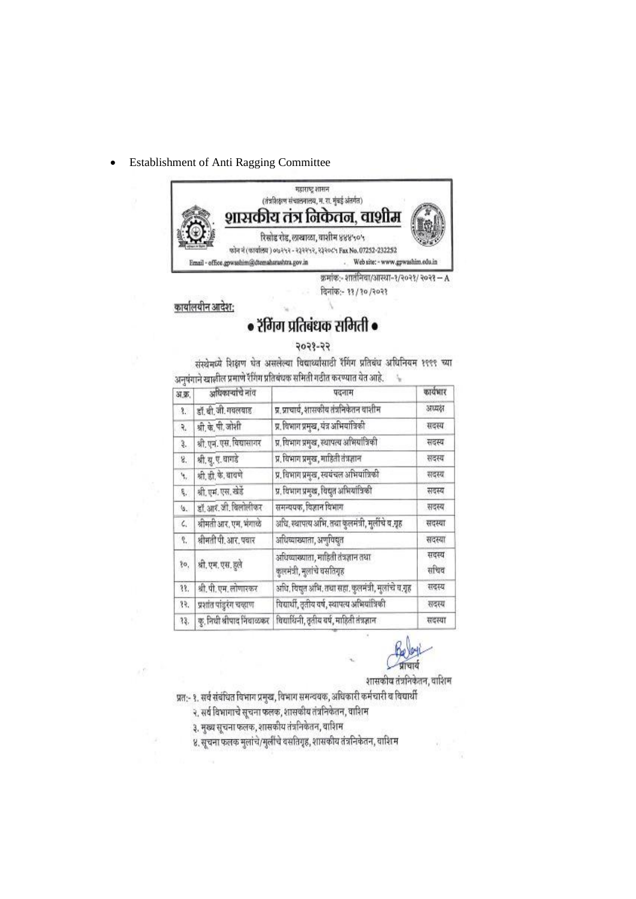- Establishment of Anti Ragging Committee

महाराष्ट्र शासन
(तंत्रशिक्षण संचालनालय, म. रा. मुंबई अंतर्गत)

# शासकीय तंत्र निकेतन, वाशीम

रिसोड रोड, लाखाळा, वाशीम ४४४५०५
फोन नं (कार्यालय) ०७२५२ - २३२२५२, २३२०८५ Fax No. 07252-232252
Email - office.gpwashim@dtemaharashtra.gov.in Web site: - www.gpwashim.edu.in

क्रमांक:- शातंनिवा/आस्था-१/२०२१/ २०२१ – A
दिनांक:- ११/१०/२०२१

कार्यालयीन आदेश:

## • रॅगिंग प्रतिबंधक समिती •

२०२१-२२

संस्थेमध्ये शिक्षण घेत असलेल्या विद्यार्थ्यांसाठी रॅगिंग प्रतिबंध अधिनियम १९९९ च्या अनुषंगाने खालील प्रमाणे रॅगिंग प्रतिबंधक समिती गठीत करण्यात येत आहे.

| अ.क्र. | अधिकाऱ्यांचे नांव | पदनाम | कार्यभार |
|---|---|---|---|
| १. | डॉ. बी. जी. गवलवाड | प्र. प्राचार्य, शासकीय तंत्रनिकेतन वाशीम | अध्यक्ष |
| २. | श्री. के. पी. जोशी | प्र. विभाग प्रमुख, यंत्र अभियांत्रिकी | सदस्य |
| ३. | श्री. एन. एस. विद्यासागर | प्र. विभाग प्रमुख, स्थापत्य अभियांत्रिकी | सदस्य |
| ४. | श्री. यु. ए. वागडे | प्र. विभाग प्रमुख, माहिती तंत्रज्ञान | सदस्य |
| ५. | श्री. डी. के. वायणे | प्र. विभाग प्रमुख, स्वयंचल अभियांत्रिकी | सदस्य |
| ६. | श्री. एम. एस. खेडें | प्र. विभाग प्रमुख, विद्युत अभियांत्रिकी | सदस्य |
| ७. | डॉ. आर. जी. चिलोलीकर | समन्वयक, विज्ञान विभाग | सदस्य |
| ८. | श्रीमती आर. एम. भंगाळे | अधि. स्थापत्य अभि. तथा कुलमंत्री, मुलींचे व.गृह | सदस्या |
| ९. | श्रीमती पी. आर. पवार | अधिव्याख्याता, अणुविद्युत | सदस्या |
| १०. | श्री. एम. एस. हुले | अधिव्याख्याता, माहिती तंत्रज्ञान तथा कुलमंत्री, मुलांचे वसतिगृह | सदस्य सचिव |
| ११. | श्री. पी. एम. लोणारकर | अधि. विद्युत अभि. तथा सहा. कुलमंत्री, मुलांचे व.गृह | सदस्य |
| १२. | प्रशांत पांडुरंग चव्हाण | विद्यार्थी, तृतीय वर्ष, स्थापत्य अभियांत्रिकी | सदस्य |
| १३. | कु. निधी श्रीपाद निंबाळकर | विद्यार्थिनी, तृतीय वर्ष, माहिती तंत्रज्ञान | सदस्या |

प्राचार्य
शासकीय तंत्रनिकेतन, वाशिम

प्रत:- १. सर्व संबंधित विभाग प्रमुख, विभाग समन्वयक, अधिकारी कर्मचारी व विद्यार्थी
२. सर्व विभागाचे सूचना फलक, शासकीय तंत्रनिकेतन, वाशिम
३. मुख्य सूचना फलक, शासकीय तंत्रनिकेतन, वाशिम
४. सूचना फलक मुलांचे/मुलींचे वसतिगृह, शासकीय तंत्रनिकेतन, वाशिम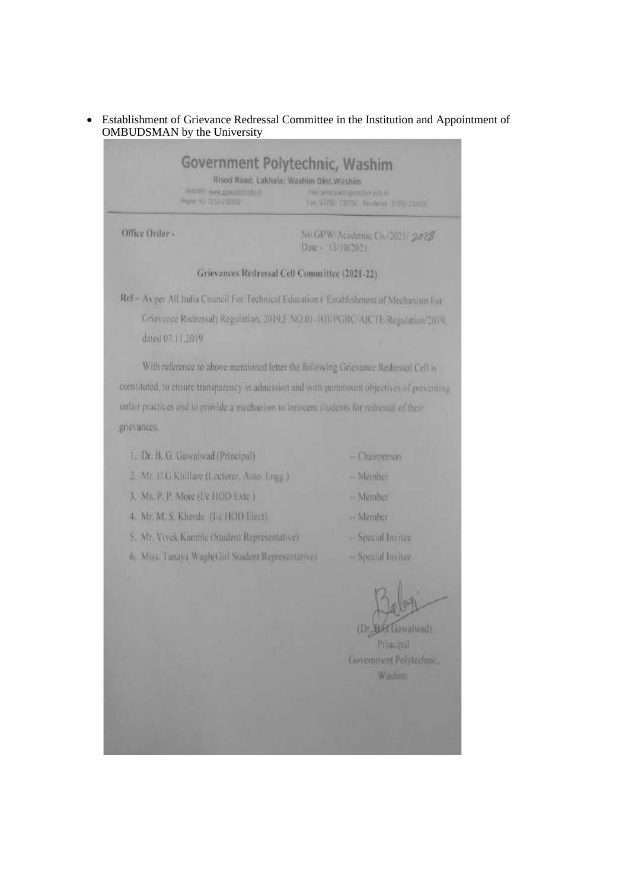- Establishment of Grievance Redressal Committee in the Institution and Appointment of OMBUDSMAN by the University

# Government Polytechnic, Washim

Risod Road, Lakhala; Washim Dist.Washim

Website: www.gpwashim.edu.in Mail: principal@gpwashim.edu.in

Phone: 91-7252-232252 Fax: 07252-232252 Residence: 07252-232253

Office Order -

No.GPW/Academic Co./2021/ 2028

Date - 13/10/2021

## Grievances Redressal Cell Committee (2021-22)

Ref – As per All India Council For Technical Education ( Establishment of Mechanism For Grievance Redressal) Regulation, 2019,F.NO.01-101/PGRC/AICTE/Regulation/2019, dated 07.11.2019

With reference to above mentioned letter the following Grievance Redressal Cell is constituted, to ensure transparency in admission and with paramount objectives of preventing unfair practices and to provide a mechanism to innocent students for redressal of their grievances.

1. Dr. B. G. Gawalwad (Principal) – Chairperson
2. Mr. U.G.Khillare (Lecturer, Auto. Engg.) – Member
3. Ms. P. P. More (I/c HOD Extc ) – Member
4. Mr. M. S. Kherde (I/c HOD Elect) – Member
5. Mr. Vivek Kamble (Student Representative) – Special Invitee
6. Miss. Tanaya Wagh(Girl Student Representative) – Special Invitee

(Dr. B.G.Gawalwad)

Principal

Government Polytechnic,

Washim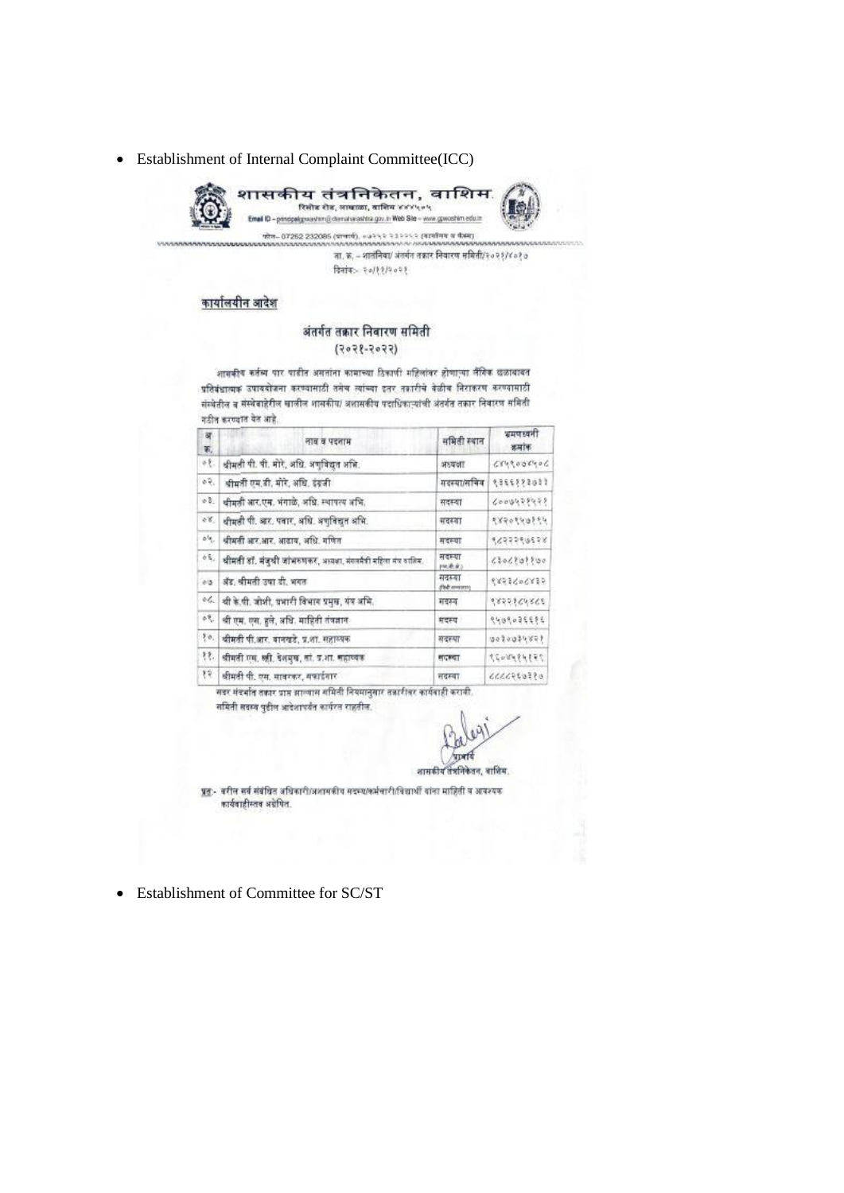- Establishment of Internal Complaint Committee(ICC)

# शासकीय तंत्रनिकेतन, वाशिम

रिसोड रोड, लाखाळा, वाशिम ४४४५०५

Email ID – principalgpwashim@dtemaharashtra.gov.in Web Site – www.gpwashim.edu.in

फोन- 07252 232085 (प्राचार्य), ०७२५२ २३२२५२ (कार्यालय व फॅक्स)

जा. क्र. – शातंनिवा/ अंतर्गत तक्रार निवारण समिती/२०२१/४०१७

दिनांक:- २०/११/२०२१

## कार्यालयीन आदेश

### अंतर्गत तक्रार निवारण समिती
### (२०२१-२०२२)

शासकीय कर्तव्य पार पाडीत असतांना कामाच्या ठिकाणी महिलांवर होणाऱ्या लैंगिक छळावाबत प्रतिबंधात्मक उपाययोजना करण्यासाठी तसेच त्यांच्या इतर तक्रारीचे वेळीच निराकरण करण्यासाठी संस्थेतील व संस्थेबाहेरील खालील शासकीय/ अशासकीय पदाधिकाऱ्यांची अंतर्गत तक्रार निवारण समिती गठीत करण्यात येत आहे.

| अ. क्र. | नाव व पदनाम | समिती स्थान | भ्रमणध्वनी क्रमांक |
|---|---|---|---|
| ०१. | श्रीमती पी. पी. मोरे, अधि. अणुविद्युत अभि. | अध्यक्षा | ८४५९००४५०८ |
| ०२. | श्रीमती एम.डी. मोरे, अधि. इंग्रजी | सदस्या/सचिव | ९३६६११३०३३ |
| ०३. | श्रीमती आर.एम. भंगाळे, अधि. स्थापत्य अभि. | सदस्या | ८००७५२१५२१ |
| ०४. | श्रीमती पी. आर. पवार, अधि. अणुविद्युत अभि. | सदस्या | ९४२०९५७११५ |
| ०५. | श्रीमती आर.आर. आढाव, अधि. गणित | सदस्या | ९८२२२९७६२४ |
| ०६. | श्रीमती डॉ. मंजुश्री जांभरुणकर, अध्यक्षा, मंगलमैत्री महिला मंच वाशिम. | सदस्या (एन.जी.ओ.) | ८३०८१७११७० |
| ०७ | ॲड. श्रीमती उषा डी. भगत | सदस्या (विधी सल्लागार) | ९४२३८०८४३२ |
| ०८. | श्री के.पी. जोशी, प्रभारी विभाग प्रमुख, यंत्र अभि. | सदस्य | ९४२२१८५८८६ |
| ०९. | श्री एम. एस. हुले, अधि. माहिती तंत्रज्ञान | सदस्य | ९५७९०३६६१६ |
| १०. | श्रीमती पी.आर. वानखडे, प्र.शा. सहाय्यक | सदस्या | ७०३००३५४२१ |
| ११. | श्रीमती एम. व्ही. देशमुख, तां. प्र.शा. सहाय्यक | सदस्या | ९६०४५१५१२९ |
| १२ | श्रीमती पी. एस. सावरकर, सफाईगार | सदस्या | ८८८८२६०३१० |

सदर संदर्भात तक्रार प्राप्त झाल्यास समिती नियमानुसार तक्रारीवर कार्यवाही करावी.
समिती सदस्य पुढील आदेशापर्यंत कार्यरत राहतील.

प्राचार्य
शासकीय तंत्रनिकेतन, वाशिम.

प्रत:- वरील सर्व संबंधित अधिकारी/अशासकीय सदस्य/कर्मचारी/विद्यार्थी यांना माहिती व आवश्यक कार्यवाहीस्तव अग्रेषित.

- Establishment of Committee for SC/ST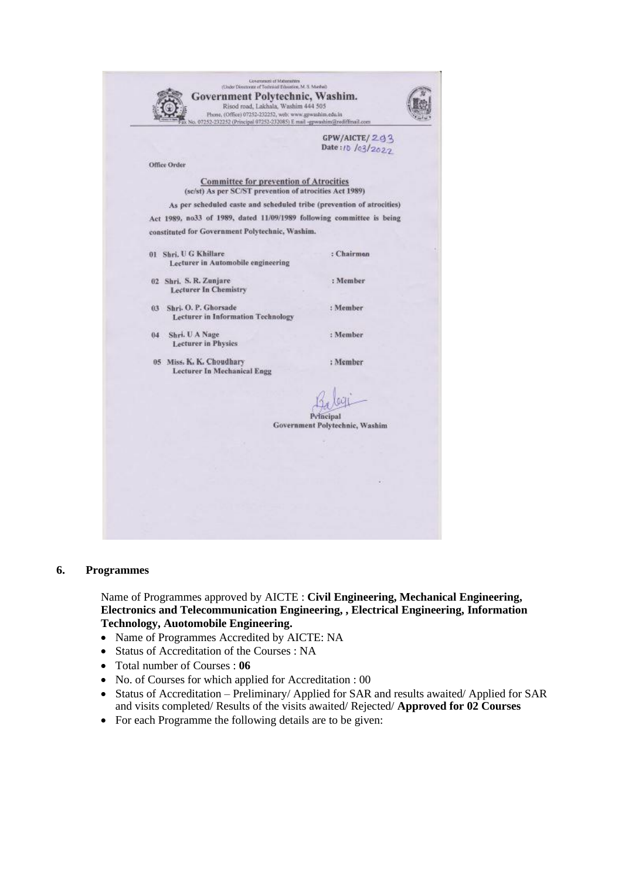Government of Maharashtra
(Under Directorate of Technical Education, M. S. Mumbai)

# Government Polytechnic, Washim.

Risod road, Lakhala, Washim 444 505
Phone, (Office) 07252-232252, web: www.gpwashim.edu.in
Fax No. 07252-232252 (Principal 07252-232085) E mail -gpwashim@rediffmail.com

GPW/AICTE/ 293
Date : 10 /03/2022

Office Order

**Committee for prevention of Atrocities**
(sc/st) As per SC/ST prevention of atrocities Act 1989)

As per scheduled caste and scheduled tribe (prevention of atrocities) Act 1989, no33 of 1989, dated 11/09/1989 following committee is being constituted for Government Polytechnic, Washim.

| | | |
|---|---|---|
| 01 | Shri. U G Khillare<br>Lecturer in Automobile engineering | : Chairman |
| 02 | Shri. S. R. Zunjare<br>Lecturer In Chemistry | : Member |
| 03 | Shri. O. P. Ghorsade<br>Lecturer in Information Technology | : Member |
| 04 | Shri. U A Nage<br>Lecturer in Physics | : Member |
| 05 | Miss. K. K. Choudhary<br>Lecturer In Mechanical Engg | : Member |

Principal
Government Polytechnic, Washim

## 6. Programmes

Name of Programmes approved by AICTE : **Civil Engineering, Mechanical Engineering, Electronics and Telecommunication Engineering, , Electrical Engineering, Information Technology, Auotomobile Engineering.**

- Name of Programmes Accredited by AICTE: NA
- Status of Accreditation of the Courses : NA
- Total number of Courses : **06**
- No. of Courses for which applied for Accreditation : 00
- Status of Accreditation – Preliminary/ Applied for SAR and results awaited/ Applied for SAR and visits completed/ Results of the visits awaited/ Rejected/ **Approved for 02 Courses**
- For each Programme the following details are to be given: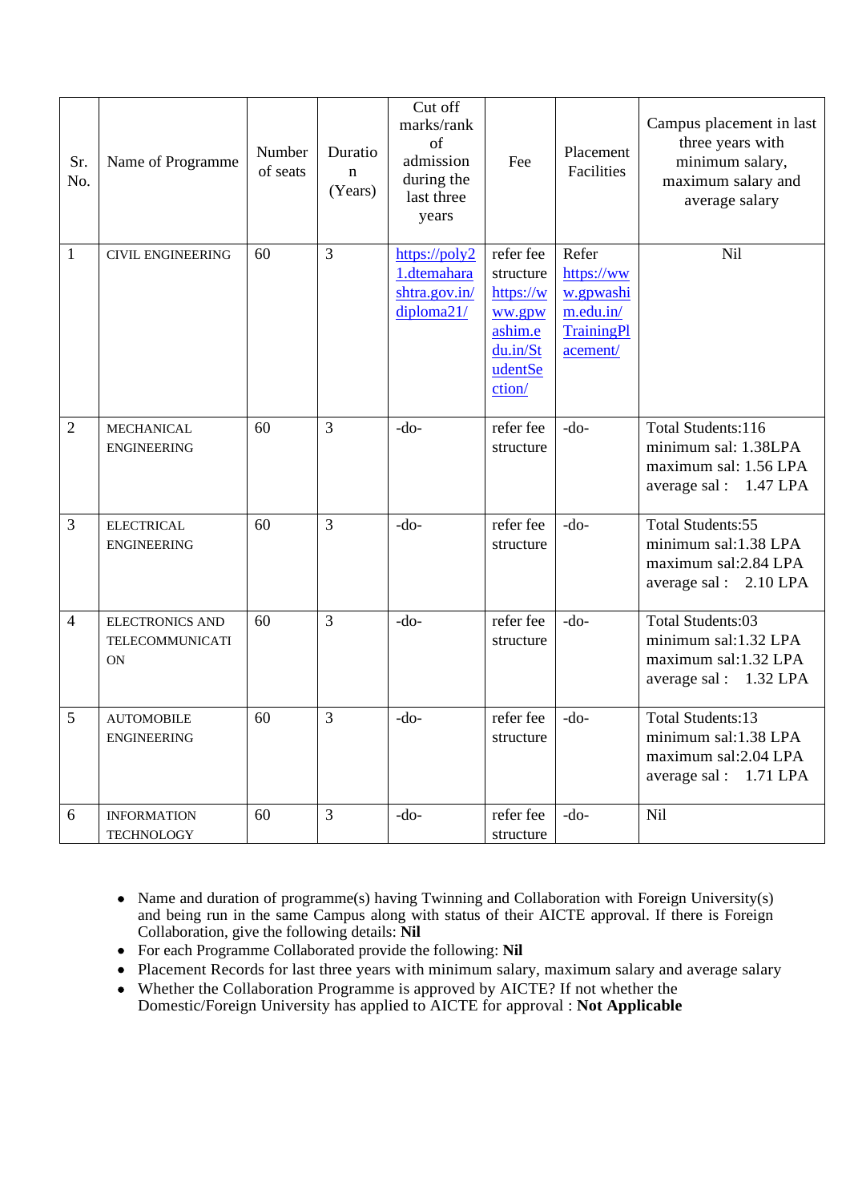| Sr. No. | Name of Programme | Number of seats | Duration (Years) | Cut off marks/rank of admission during the last three years | Fee | Placement Facilities | Campus placement in last three years with minimum salary, maximum salary and average salary |
|---|---|---|---|---|---|---|---|
| 1 | CIVIL ENGINEERING | 60 | 3 | https://poly21.dtemaharashtra.gov.in/diploma21/ | refer fee structure https://www.gpwashim.edu.in/StudentSection/ | Refer https://www.gpwashim.edu.in/TrainingPlacement/ | Nil |
| 2 | MECHANICAL ENGINEERING | 60 | 3 | -do- | refer fee structure | -do- | Total Students:116 minimum sal: 1.38LPA maximum sal: 1.56 LPA average sal : 1.47 LPA |
| 3 | ELECTRICAL ENGINEERING | 60 | 3 | -do- | refer fee structure | -do- | Total Students:55 minimum sal:1.38 LPA maximum sal:2.84 LPA average sal : 2.10 LPA |
| 4 | ELECTRONICS AND TELECOMMUNICATION | 60 | 3 | -do- | refer fee structure | -do- | Total Students:03 minimum sal:1.32 LPA maximum sal:1.32 LPA average sal : 1.32 LPA |
| 5 | AUTOMOBILE ENGINEERING | 60 | 3 | -do- | refer fee structure | -do- | Total Students:13 minimum sal:1.38 LPA maximum sal:2.04 LPA average sal : 1.71 LPA |
| 6 | INFORMATION TECHNOLOGY | 60 | 3 | -do- | refer fee structure | -do- | Nil |

- Name and duration of programme(s) having Twinning and Collaboration with Foreign University(s) and being run in the same Campus along with status of their AICTE approval. If there is Foreign Collaboration, give the following details: **Nil**
- For each Programme Collaborated provide the following: **Nil**
- Placement Records for last three years with minimum salary, maximum salary and average salary
- Whether the Collaboration Programme is approved by AICTE? If not whether the Domestic/Foreign University has applied to AICTE for approval : **Not Applicable**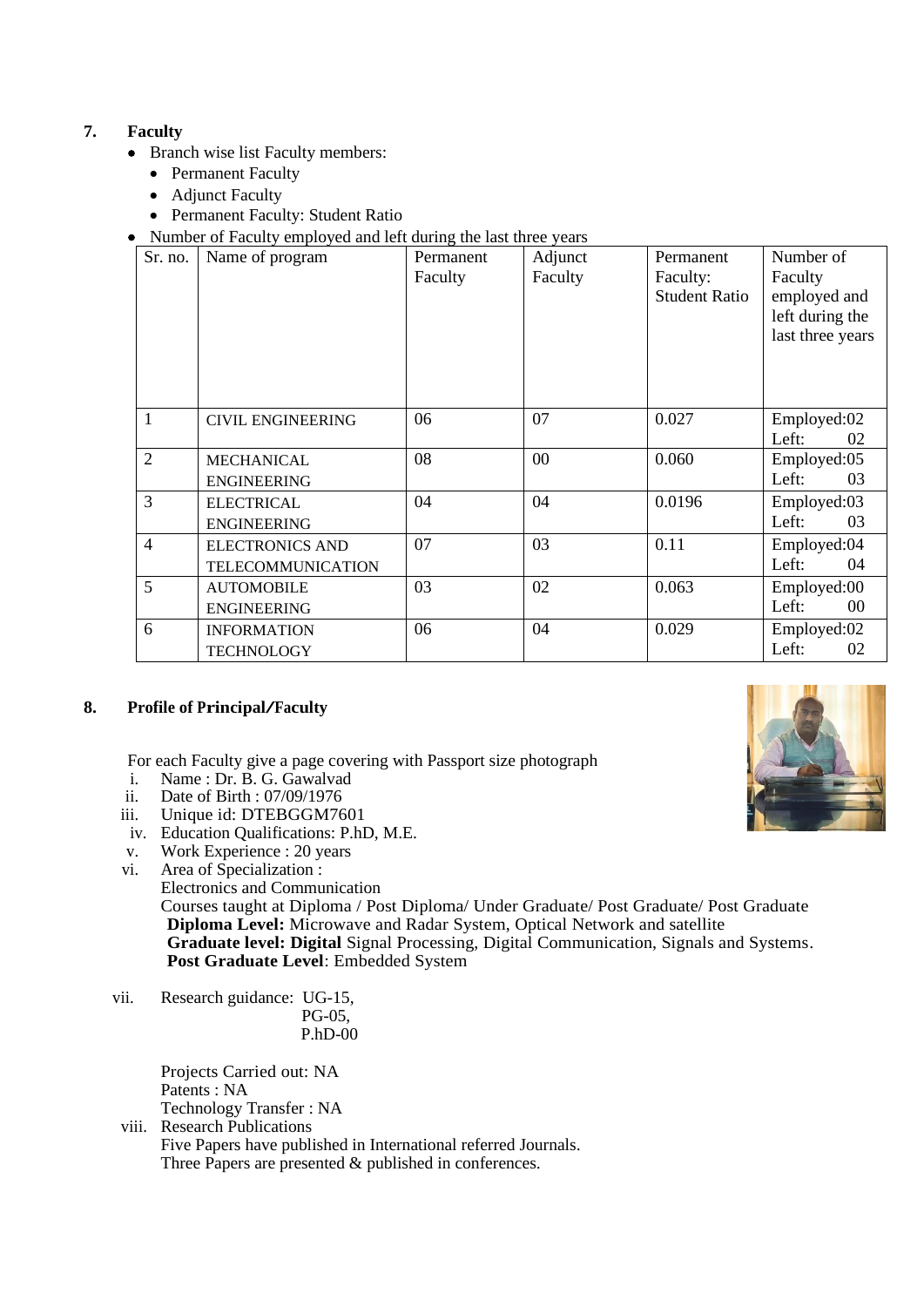## 7. Faculty

- Branch wise list Faculty members:
  - Permanent Faculty
  - Adjunct Faculty
  - Permanent Faculty: Student Ratio
- Number of Faculty employed and left during the last three years

| Sr. no. | Name of program | Permanent Faculty | Adjunct Faculty | Permanent Faculty: Student Ratio | Number of Faculty employed and left during the last three years |
|---|---|---|---|---|---|
| 1 | CIVIL ENGINEERING | 06 | 07 | 0.027 | Employed:02 Left: 02 |
| 2 | MECHANICAL ENGINEERING | 08 | 00 | 0.060 | Employed:05 Left: 03 |
| 3 | ELECTRICAL ENGINEERING | 04 | 04 | 0.0196 | Employed:03 Left: 03 |
| 4 | ELECTRONICS AND TELECOMMUNICATION | 07 | 03 | 0.11 | Employed:04 Left: 04 |
| 5 | AUTOMOBILE ENGINEERING | 03 | 02 | 0.063 | Employed:00 Left: 00 |
| 6 | INFORMATION TECHNOLOGY | 06 | 04 | 0.029 | Employed:02 Left: 02 |

## 8. Profile of Principal/Faculty

For each Faculty give a page covering with Passport size photograph

i. Name : Dr. B. G. Gawalvad
ii. Date of Birth : 07/09/1976
iii. Unique id: DTEBGGM7601
iv. Education Qualifications: P.hD, M.E.
v. Work Experience : 20 years
vi. Area of Specialization :
Electronics and Communication
Courses taught at Diploma / Post Diploma/ Under Graduate/ Post Graduate/ Post Graduate
**Diploma Level:** Microwave and Radar System, Optical Network and satellite
**Graduate level: Digital** Signal Processing, Digital Communication, Signals and Systems.
**Post Graduate Level**: Embedded System

vii. Research guidance: UG-15,
PG-05,
P.hD-00

Projects Carried out: NA
Patents : NA
Technology Transfer : NA

viii. Research Publications
Five Papers have published in International referred Journals.
Three Papers are presented & published in conferences.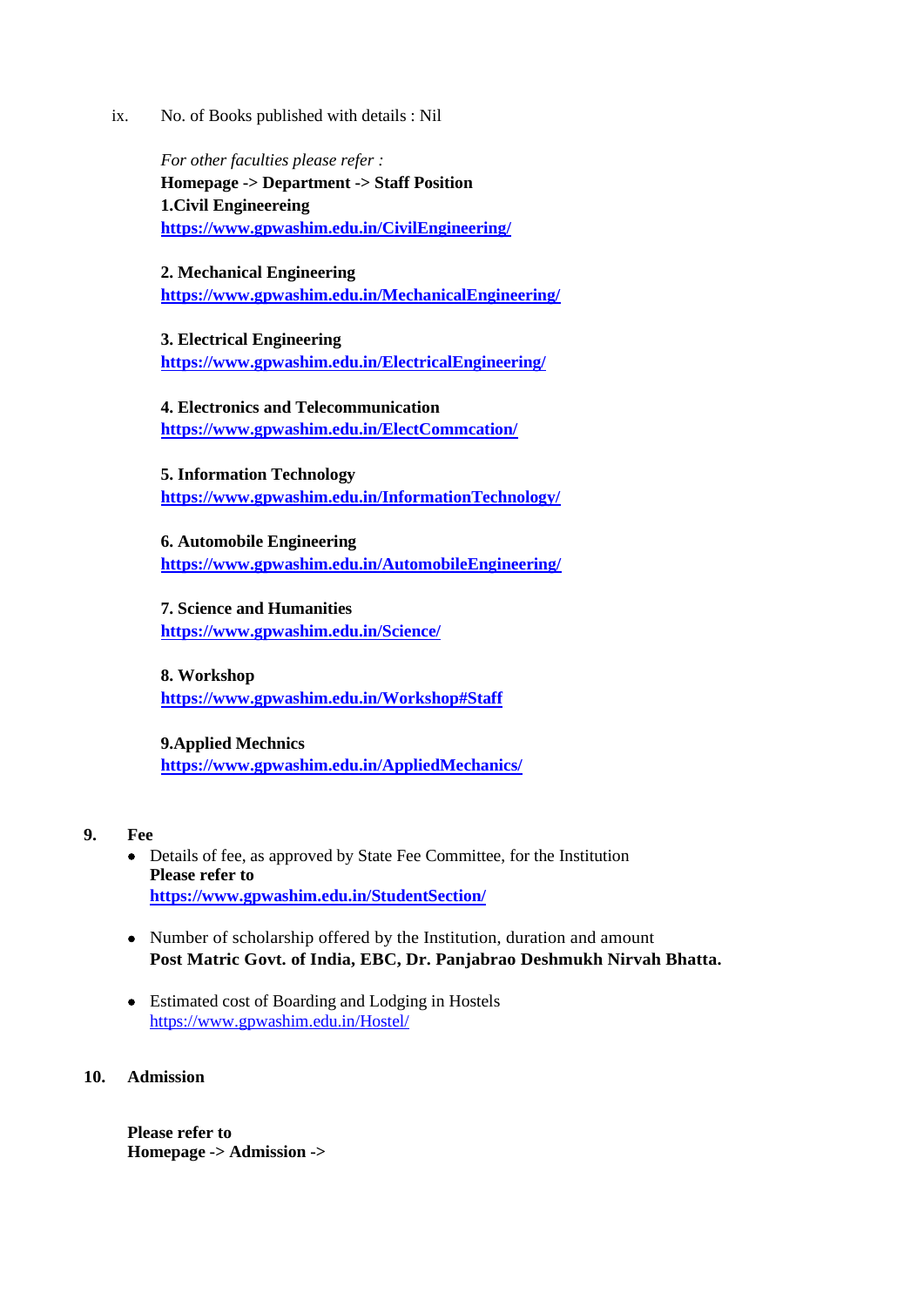ix. No. of Books published with details : Nil

*For other faculties please refer :*
**Homepage -> Department -> Staff Position**
**1.Civil Engineereing**
**https://www.gpwashim.edu.in/CivilEngineering/**

**2. Mechanical Engineering**
**https://www.gpwashim.edu.in/MechanicalEngineering/**

**3. Electrical Engineering**
**https://www.gpwashim.edu.in/ElectricalEngineering/**

**4. Electronics and Telecommunication**
**https://www.gpwashim.edu.in/ElectCommcation/**

**5. Information Technology**
**https://www.gpwashim.edu.in/InformationTechnology/**

**6. Automobile Engineering**
**https://www.gpwashim.edu.in/AutomobileEngineering/**

**7. Science and Humanities**
**https://www.gpwashim.edu.in/Science/**

**8. Workshop**
**https://www.gpwashim.edu.in/Workshop#Staff**

**9.Applied Mechnics**
**https://www.gpwashim.edu.in/AppliedMechanics/**

## 9. Fee

- Details of fee, as approved by State Fee Committee, for the Institution
  **Please refer to**
  **https://www.gpwashim.edu.in/StudentSection/**

- Number of scholarship offered by the Institution, duration and amount
  **Post Matric Govt. of India, EBC, Dr. Panjabrao Deshmukh Nirvah Bhatta.**

- Estimated cost of Boarding and Lodging in Hostels
  https://www.gpwashim.edu.in/Hostel/

## 10. Admission

**Please refer to**
**Homepage -> Admission ->**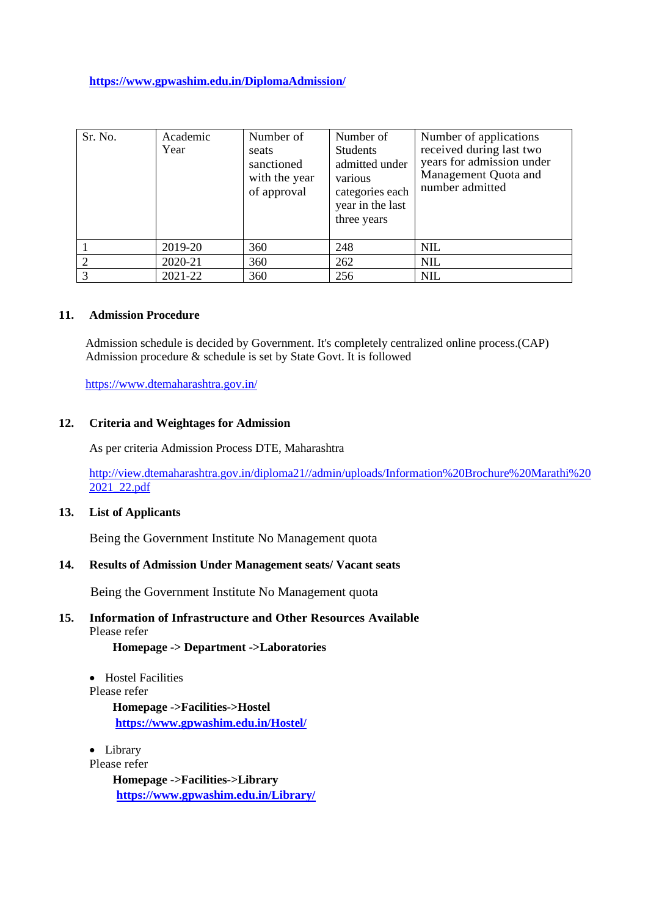**https://www.gpwashim.edu.in/DiplomaAdmission/**

| Sr. No. | Academic Year | Number of seats sanctioned with the year of approval | Number of Students admitted under various categories each year in the last three years | Number of applications received during last two years for admission under Management Quota and number admitted |
|---|---|---|---|---|
| 1 | 2019-20 | 360 | 248 | NIL |
| 2 | 2020-21 | 360 | 262 | NIL |
| 3 | 2021-22 | 360 | 256 | NIL |

## 11. Admission Procedure

Admission schedule is decided by Government. It's completely centralized online process.(CAP) Admission procedure & schedule is set by State Govt. It is followed

https://www.dtemaharashtra.gov.in/

## 12. Criteria and Weightages for Admission

As per criteria Admission Process DTE, Maharashtra

http://view.dtemaharashtra.gov.in/diploma21//admin/uploads/Information%20Brochure%20Marathi%202021_22.pdf

## 13. List of Applicants

Being the Government Institute No Management quota

## 14. Results of Admission Under Management seats/ Vacant seats

Being the Government Institute No Management quota

## 15. Information of Infrastructure and Other Resources Available

Please refer

**Homepage -> Department ->Laboratories**

- Hostel Facilities

Please refer

**Homepage ->Facilities->Hostel**
**https://www.gpwashim.edu.in/Hostel/**

- Library

Please refer

**Homepage ->Facilities->Library**
**https://www.gpwashim.edu.in/Library/**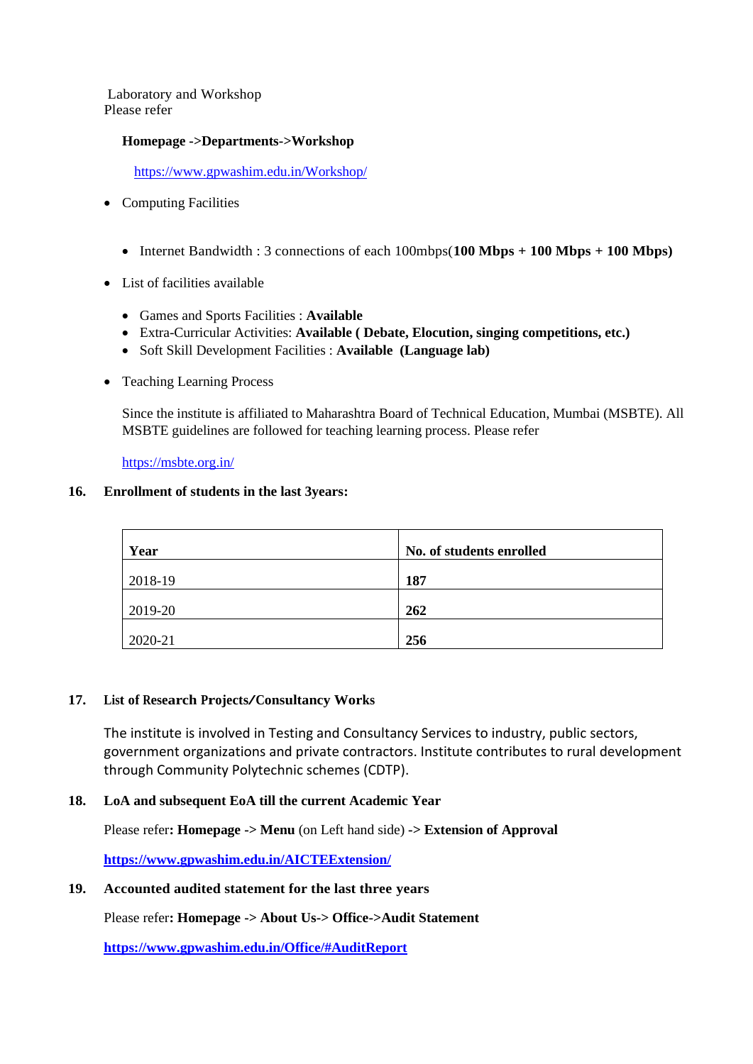Laboratory and Workshop
Please refer

**Homepage ->Departments->Workshop**

https://www.gpwashim.edu.in/Workshop/

- Computing Facilities

  - Internet Bandwidth : 3 connections of each 100mbps(**100 Mbps + 100 Mbps + 100 Mbps)**

- List of facilities available

  - Games and Sports Facilities : **Available**
  - Extra-Curricular Activities: **Available ( Debate, Elocution, singing competitions, etc.)**
  - Soft Skill Development Facilities : **Available (Language lab)**

- Teaching Learning Process

  Since the institute is affiliated to Maharashtra Board of Technical Education, Mumbai (MSBTE). All MSBTE guidelines are followed for teaching learning process. Please refer

  https://msbte.org.in/

**16. Enrollment of students in the last 3years:**

| **Year** | **No. of students enrolled** |
|---|---|
| 2018-19 | **187** |
| 2019-20 | **262** |
| 2020-21 | **256** |

**17. List of Research Projects/Consultancy Works**

The institute is involved in Testing and Consultancy Services to industry, public sectors, government organizations and private contractors. Institute contributes to rural development through Community Polytechnic schemes (CDTP).

**18. LoA and subsequent EoA till the current Academic Year**

Please refer**: Homepage -> Menu** (on Left hand side) **-> Extension of Approval**

**https://www.gpwashim.edu.in/AICTEExtension/**

**19. Accounted audited statement for the last three years**

Please refer**: Homepage -> About Us-> Office->Audit Statement**

**https://www.gpwashim.edu.in/Office/#AuditReport**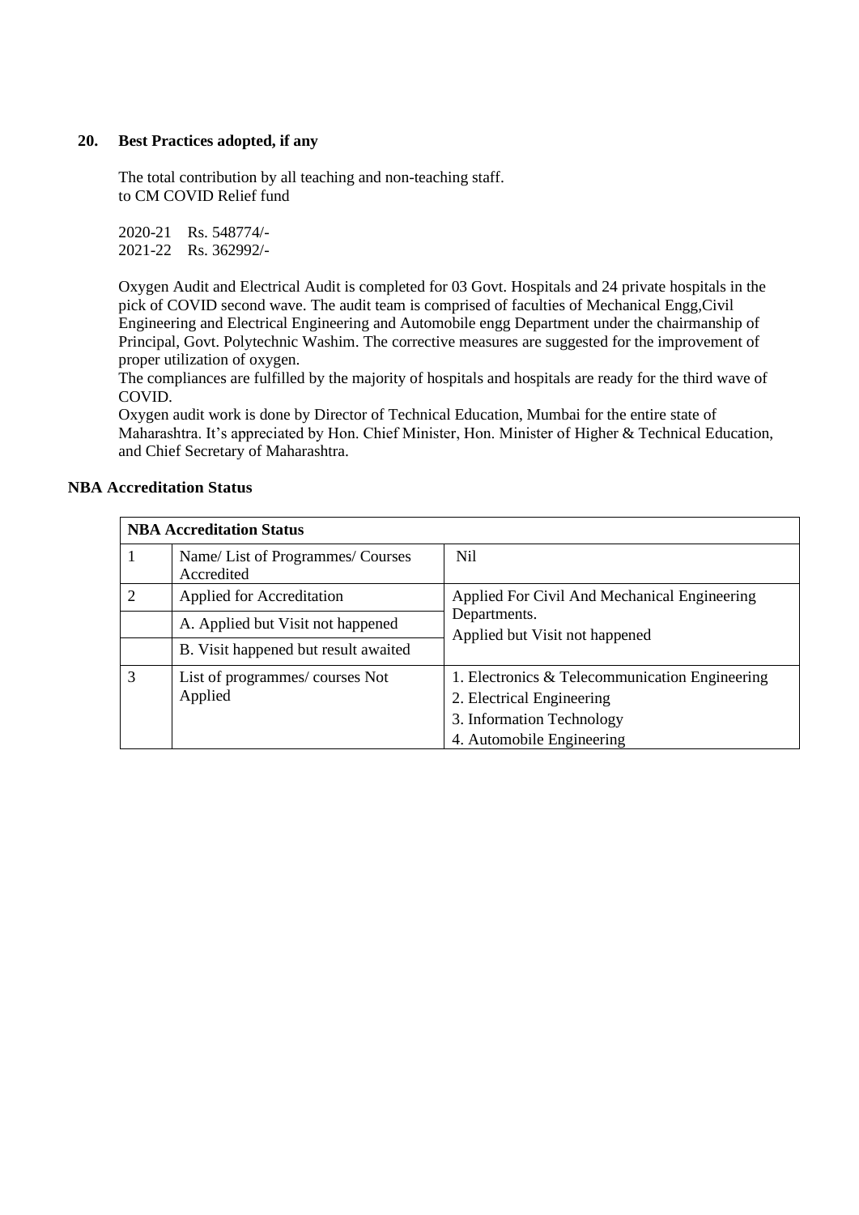**20. Best Practices adopted, if any**

The total contribution by all teaching and non-teaching staff.
to CM COVID Relief fund

2020-21 Rs. 548774/-
2021-22 Rs. 362992/-

Oxygen Audit and Electrical Audit is completed for 03 Govt. Hospitals and 24 private hospitals in the pick of COVID second wave. The audit team is comprised of faculties of Mechanical Engg,Civil Engineering and Electrical Engineering and Automobile engg Department under the chairmanship of Principal, Govt. Polytechnic Washim. The corrective measures are suggested for the improvement of proper utilization of oxygen.
The compliances are fulfilled by the majority of hospitals and hospitals are ready for the third wave of COVID.
Oxygen audit work is done by Director of Technical Education, Mumbai for the entire state of Maharashtra. It's appreciated by Hon. Chief Minister, Hon. Minister of Higher & Technical Education, and Chief Secretary of Maharashtra.

**NBA Accreditation Status**

| **NBA Accreditation Status** | | |
|---|---|---|
| 1 | Name/ List of Programmes/ Courses Accredited | Nil |
| 2 | Applied for Accreditation | Applied For Civil And Mechanical Engineering Departments. Applied but Visit not happened |
| | A. Applied but Visit not happened | |
| | B. Visit happened but result awaited | |
| 3 | List of programmes/ courses Not Applied | 1. Electronics & Telecommunication Engineering<br>2. Electrical Engineering<br>3. Information Technology<br>4. Automobile Engineering |